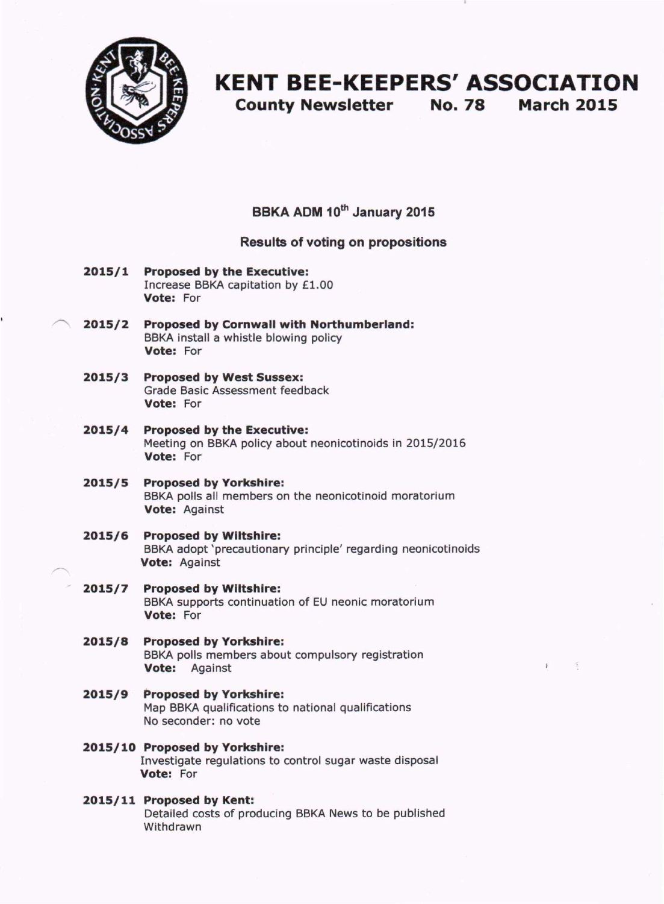# KENT BEE-KEEPERS' ASSOCIATION

## County Newsletter No. 78 March 2015

### BBKA ADM 10th January 2015

#### Results of voting on propositions

**2015/1 Proposed by the Executive:**
Increase BBKA capitation by £1.00
**Vote:** For

**2015/2 Proposed by Cornwall with Northumberland:**
BBKA install a whistle blowing policy
**Vote:** For

**2015/3 Proposed by West Sussex:**
Grade Basic Assessment feedback
**Vote:** For

**2015/4 Proposed by the Executive:**
Meeting on BBKA policy about neonicotinoids in 2015/2016
**Vote:** For

**2015/5 Proposed by Yorkshire:**
BBKA polls all members on the neonicotinoid moratorium
**Vote:** Against

**2015/6 Proposed by Wiltshire:**
BBKA adopt 'precautionary principle' regarding neonicotinoids
**Vote:** Against

**2015/7 Proposed by Wiltshire:**
BBKA supports continuation of EU neonic moratorium
**Vote:** For

**2015/8 Proposed by Yorkshire:**
BBKA polls members about compulsory registration
**Vote:** Against

**2015/9 Proposed by Yorkshire:**
Map BBKA qualifications to national qualifications
No seconder: no vote

**2015/10 Proposed by Yorkshire:**
Investigate regulations to control sugar waste disposal
**Vote:** For

**2015/11 Proposed by Kent:**
Detailed costs of producing BBKA News to be published
Withdrawn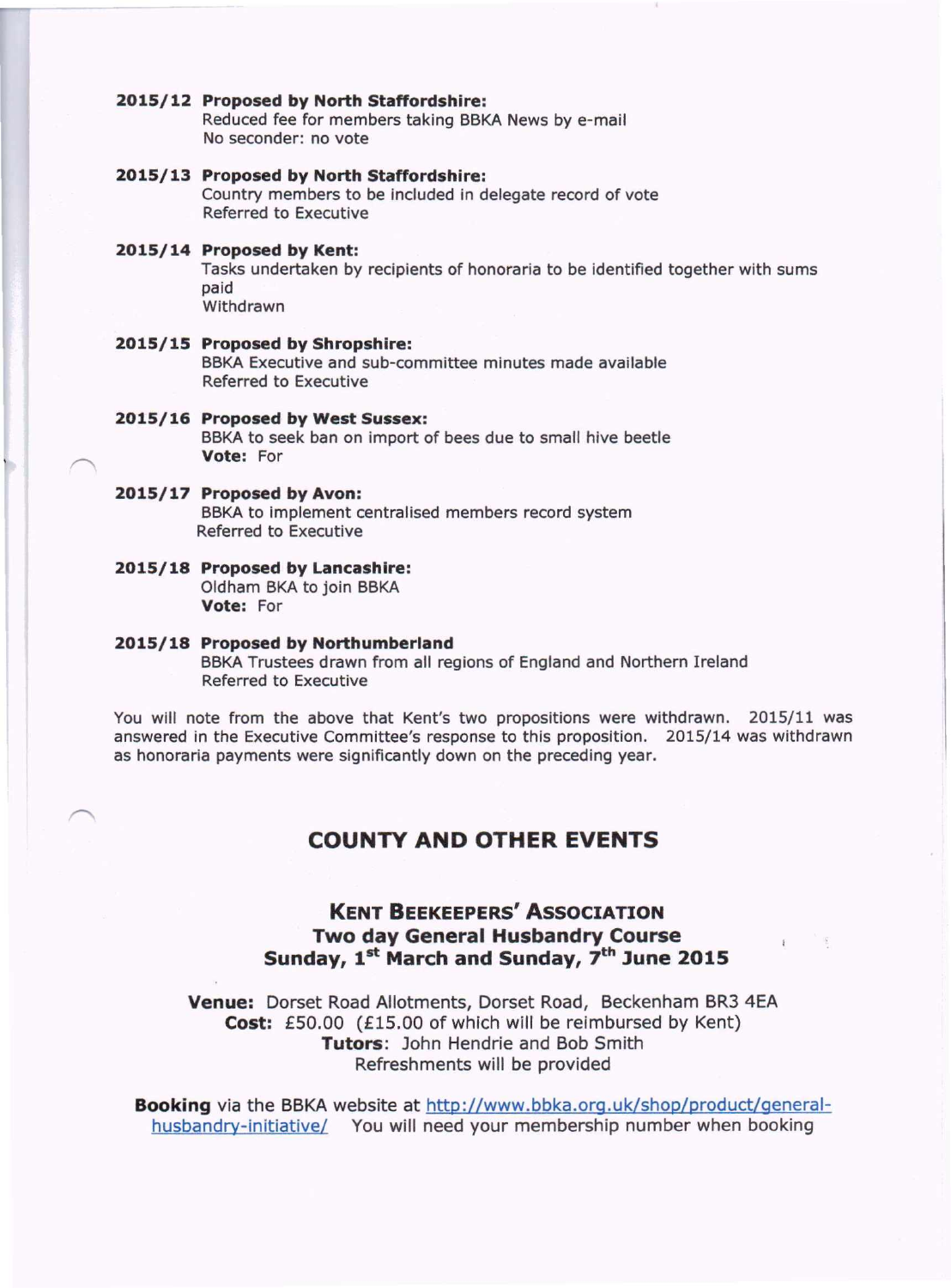**2015/12 Proposed by North Staffordshire:**
Reduced fee for members taking BBKA News by e-mail
No seconder: no vote

**2015/13 Proposed by North Staffordshire:**
Country members to be included in delegate record of vote
Referred to Executive

**2015/14 Proposed by Kent:**
Tasks undertaken by recipients of honoraria to be identified together with sums paid
Withdrawn

**2015/15 Proposed by Shropshire:**
BBKA Executive and sub-committee minutes made available
Referred to Executive

**2015/16 Proposed by West Sussex:**
BBKA to seek ban on import of bees due to small hive beetle
**Vote:** For

**2015/17 Proposed by Avon:**
BBKA to implement centralised members record system
Referred to Executive

**2015/18 Proposed by Lancashire:**
Oldham BKA to join BBKA
**Vote:** For

**2015/18 Proposed by Northumberland**
BBKA Trustees drawn from all regions of England and Northern Ireland
Referred to Executive

You will note from the above that Kent's two propositions were withdrawn. 2015/11 was answered in the Executive Committee's response to this proposition. 2015/14 was withdrawn as honoraria payments were significantly down on the preceding year.

## COUNTY AND OTHER EVENTS

### KENT BEEKEEPERS' ASSOCIATION
### Two day General Husbandry Course
### Sunday, 1st March and Sunday, 7th June 2015

**Venue:** Dorset Road Allotments, Dorset Road, Beckenham BR3 4EA
**Cost:** £50.00 (£15.00 of which will be reimbursed by Kent)
**Tutors**: John Hendrie and Bob Smith
Refreshments will be provided

**Booking** via the BBKA website at http://www.bbka.org.uk/shop/product/general-husbandry-initiative/ You will need your membership number when booking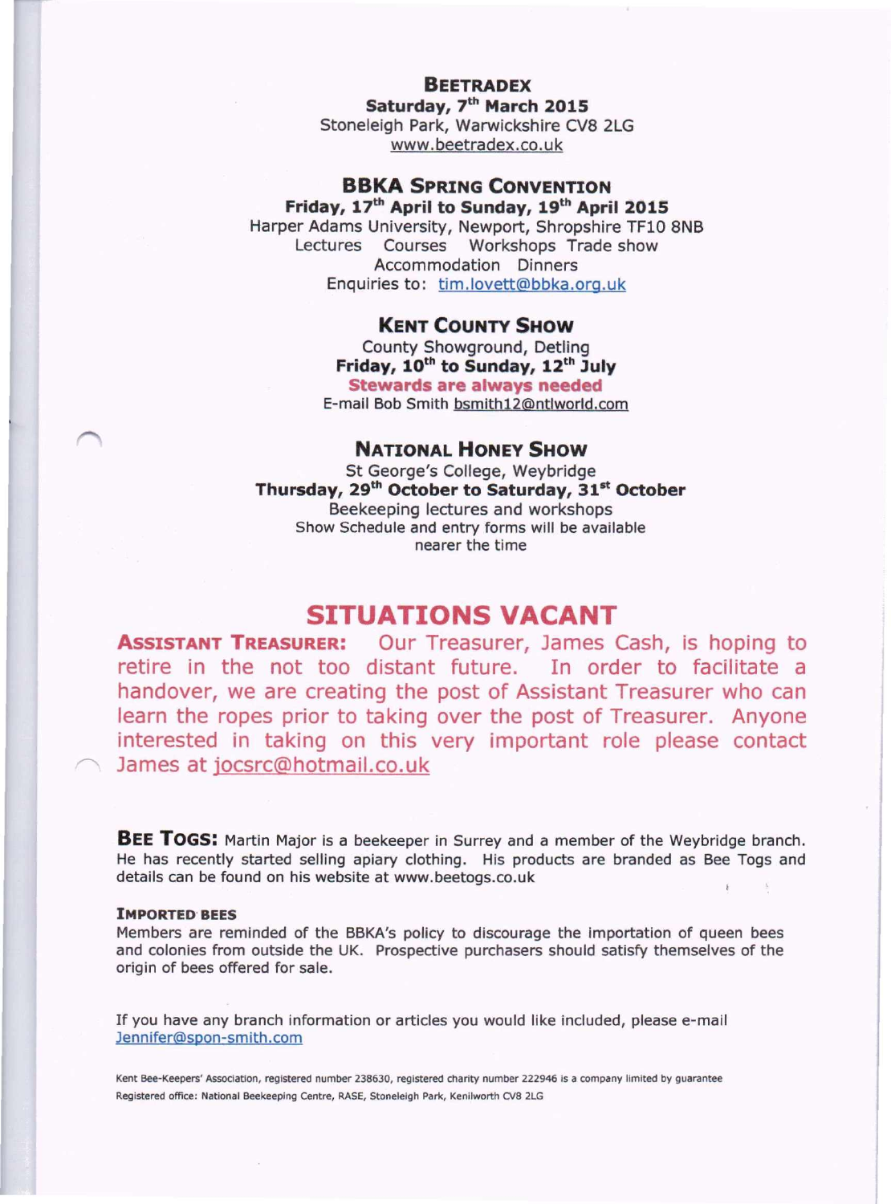### BEETRADEX

**Saturday, 7th March 2015**
Stoneleigh Park, Warwickshire CV8 2LG
www.beetradex.co.uk

### BBKA SPRING CONVENTION

**Friday, 17th April to Sunday, 19th April 2015**
Harper Adams University, Newport, Shropshire TF10 8NB
Lectures Courses Workshops Trade show
Accommodation Dinners
Enquiries to: tim.lovett@bbka.org.uk

### KENT COUNTY SHOW

County Showground, Detling
**Friday, 10th to Sunday, 12th July**
**Stewards are always needed**
E-mail Bob Smith bsmith12@ntlworld.com

### NATIONAL HONEY SHOW

St George's College, Weybridge
**Thursday, 29th October to Saturday, 31st October**
Beekeeping lectures and workshops
Show Schedule and entry forms will be available nearer the time

## SITUATIONS VACANT

**ASSISTANT TREASURER:** Our Treasurer, James Cash, is hoping to retire in the not too distant future. In order to facilitate a handover, we are creating the post of Assistant Treasurer who can learn the ropes prior to taking over the post of Treasurer. Anyone interested in taking on this very important role please contact James at jocsrc@hotmail.co.uk

**BEE TOGS:** Martin Major is a beekeeper in Surrey and a member of the Weybridge branch. He has recently started selling apiary clothing. His products are branded as Bee Togs and details can be found on his website at www.beetogs.co.uk

**IMPORTED BEES**

Members are reminded of the BBKA's policy to discourage the importation of queen bees and colonies from outside the UK. Prospective purchasers should satisfy themselves of the origin of bees offered for sale.

If you have any branch information or articles you would like included, please e-mail Jennifer@spon-smith.com

Kent Bee-Keepers' Association, registered number 238630, registered charity number 222946 is a company limited by guarantee
Registered office: National Beekeeping Centre, RASE, Stoneleigh Park, Kenilworth CV8 2LG